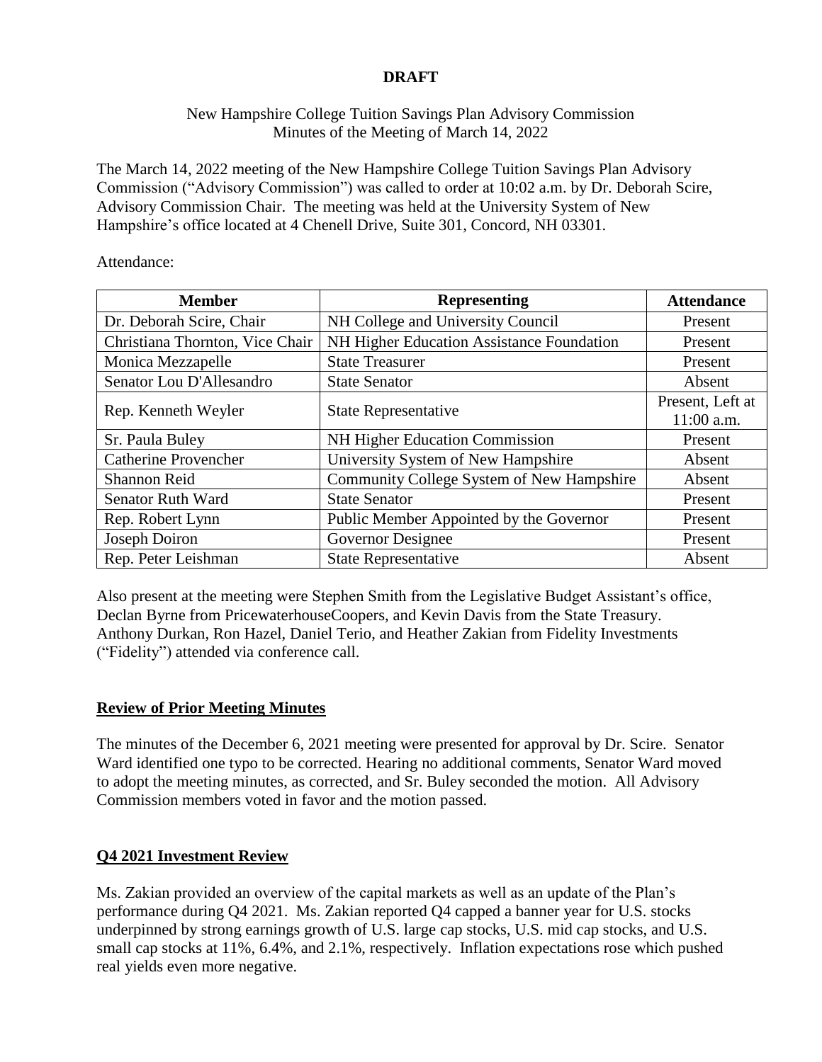**DRAFT**

New Hampshire College Tuition Savings Plan Advisory Commission
Minutes of the Meeting of March 14, 2022

The March 14, 2022 meeting of the New Hampshire College Tuition Savings Plan Advisory Commission ("Advisory Commission") was called to order at 10:02 a.m. by Dr. Deborah Scire, Advisory Commission Chair. The meeting was held at the University System of New Hampshire's office located at 4 Chenell Drive, Suite 301, Concord, NH 03301.

Attendance:

| Member | Representing | Attendance |
|---|---|---|
| Dr. Deborah Scire, Chair | NH College and University Council | Present |
| Christiana Thornton, Vice Chair | NH Higher Education Assistance Foundation | Present |
| Monica Mezzapelle | State Treasurer | Present |
| Senator Lou D'Allesandro | State Senator | Absent |
| Rep. Kenneth Weyler | State Representative | Present, Left at 11:00 a.m. |
| Sr. Paula Buley | NH Higher Education Commission | Present |
| Catherine Provencher | University System of New Hampshire | Absent |
| Shannon Reid | Community College System of New Hampshire | Absent |
| Senator Ruth Ward | State Senator | Present |
| Rep. Robert Lynn | Public Member Appointed by the Governor | Present |
| Joseph Doiron | Governor Designee | Present |
| Rep. Peter Leishman | State Representative | Absent |

Also present at the meeting were Stephen Smith from the Legislative Budget Assistant's office, Declan Byrne from PricewaterhouseCoopers, and Kevin Davis from the State Treasury. Anthony Durkan, Ron Hazel, Daniel Terio, and Heather Zakian from Fidelity Investments ("Fidelity") attended via conference call.

**Review of Prior Meeting Minutes**

The minutes of the December 6, 2021 meeting were presented for approval by Dr. Scire. Senator Ward identified one typo to be corrected. Hearing no additional comments, Senator Ward moved to adopt the meeting minutes, as corrected, and Sr. Buley seconded the motion. All Advisory Commission members voted in favor and the motion passed.

**Q4 2021 Investment Review**

Ms. Zakian provided an overview of the capital markets as well as an update of the Plan's performance during Q4 2021. Ms. Zakian reported Q4 capped a banner year for U.S. stocks underpinned by strong earnings growth of U.S. large cap stocks, U.S. mid cap stocks, and U.S. small cap stocks at 11%, 6.4%, and 2.1%, respectively. Inflation expectations rose which pushed real yields even more negative.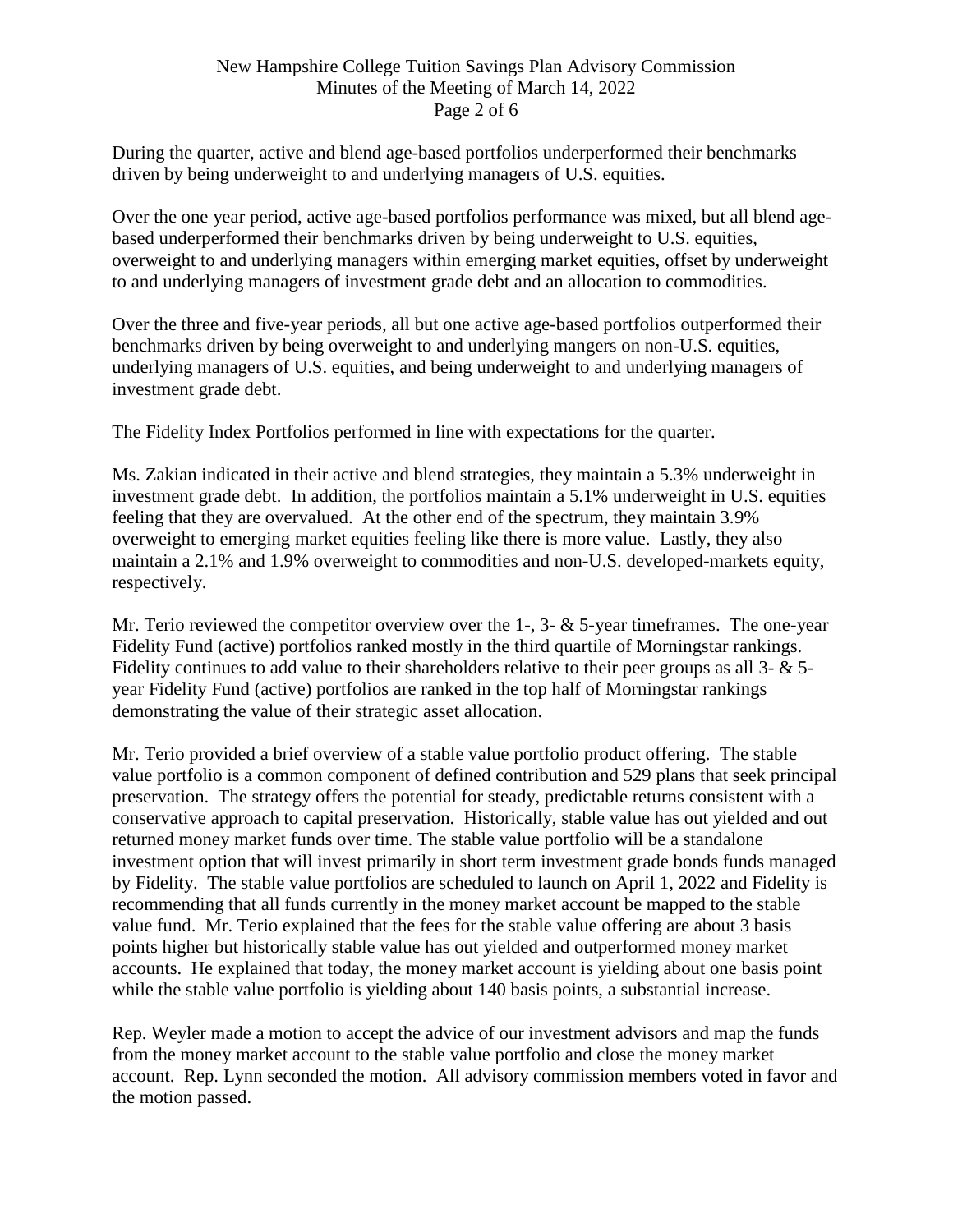During the quarter, active and blend age-based portfolios underperformed their benchmarks driven by being underweight to and underlying managers of U.S. equities.

Over the one year period, active age-based portfolios performance was mixed, but all blend age-based underperformed their benchmarks driven by being underweight to U.S. equities, overweight to and underlying managers within emerging market equities, offset by underweight to and underlying managers of investment grade debt and an allocation to commodities.

Over the three and five-year periods, all but one active age-based portfolios outperformed their benchmarks driven by being overweight to and underlying mangers on non-U.S. equities, underlying managers of U.S. equities, and being underweight to and underlying managers of investment grade debt.

The Fidelity Index Portfolios performed in line with expectations for the quarter.

Ms. Zakian indicated in their active and blend strategies, they maintain a 5.3% underweight in investment grade debt. In addition, the portfolios maintain a 5.1% underweight in U.S. equities feeling that they are overvalued. At the other end of the spectrum, they maintain 3.9% overweight to emerging market equities feeling like there is more value. Lastly, they also maintain a 2.1% and 1.9% overweight to commodities and non-U.S. developed-markets equity, respectively.

Mr. Terio reviewed the competitor overview over the 1-, 3- & 5-year timeframes. The one-year Fidelity Fund (active) portfolios ranked mostly in the third quartile of Morningstar rankings. Fidelity continues to add value to their shareholders relative to their peer groups as all 3- & 5-year Fidelity Fund (active) portfolios are ranked in the top half of Morningstar rankings demonstrating the value of their strategic asset allocation.

Mr. Terio provided a brief overview of a stable value portfolio product offering. The stable value portfolio is a common component of defined contribution and 529 plans that seek principal preservation. The strategy offers the potential for steady, predictable returns consistent with a conservative approach to capital preservation. Historically, stable value has out yielded and out returned money market funds over time. The stable value portfolio will be a standalone investment option that will invest primarily in short term investment grade bonds funds managed by Fidelity. The stable value portfolios are scheduled to launch on April 1, 2022 and Fidelity is recommending that all funds currently in the money market account be mapped to the stable value fund. Mr. Terio explained that the fees for the stable value offering are about 3 basis points higher but historically stable value has out yielded and outperformed money market accounts. He explained that today, the money market account is yielding about one basis point while the stable value portfolio is yielding about 140 basis points, a substantial increase.

Rep. Weyler made a motion to accept the advice of our investment advisors and map the funds from the money market account to the stable value portfolio and close the money market account. Rep. Lynn seconded the motion. All advisory commission members voted in favor and the motion passed.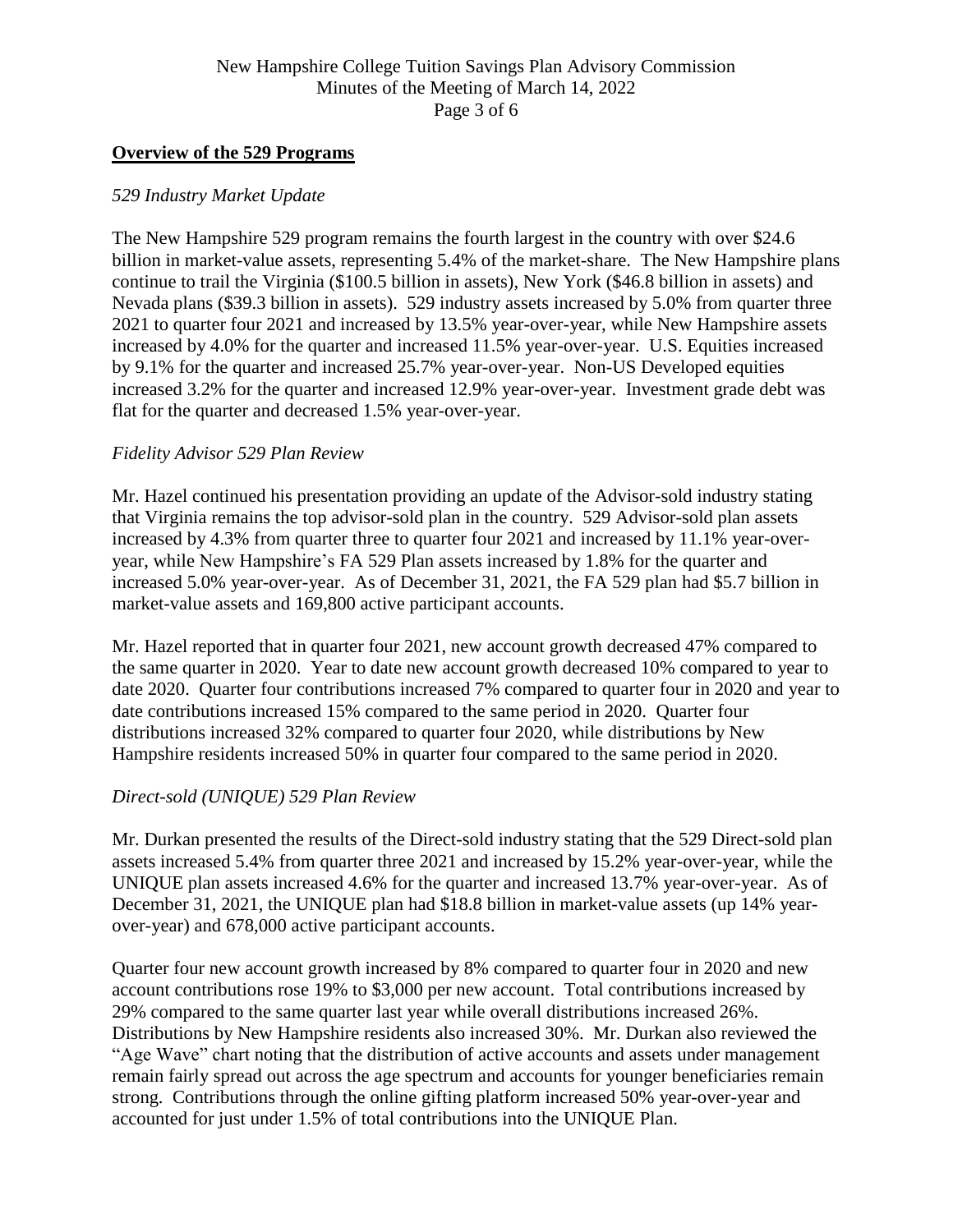## **Overview of the 529 Programs**

*529 Industry Market Update*

The New Hampshire 529 program remains the fourth largest in the country with over $24.6 billion in market-value assets, representing 5.4% of the market-share. The New Hampshire plans continue to trail the Virginia ($100.5 billion in assets), New York ($46.8 billion in assets) and Nevada plans ($39.3 billion in assets). 529 industry assets increased by 5.0% from quarter three 2021 to quarter four 2021 and increased by 13.5% year-over-year, while New Hampshire assets increased by 4.0% for the quarter and increased 11.5% year-over-year. U.S. Equities increased by 9.1% for the quarter and increased 25.7% year-over-year. Non-US Developed equities increased 3.2% for the quarter and increased 12.9% year-over-year. Investment grade debt was flat for the quarter and decreased 1.5% year-over-year.

*Fidelity Advisor 529 Plan Review*

Mr. Hazel continued his presentation providing an update of the Advisor-sold industry stating that Virginia remains the top advisor-sold plan in the country. 529 Advisor-sold plan assets increased by 4.3% from quarter three to quarter four 2021 and increased by 11.1% year-over-year, while New Hampshire's FA 529 Plan assets increased by 1.8% for the quarter and increased 5.0% year-over-year. As of December 31, 2021, the FA 529 plan had $5.7 billion in market-value assets and 169,800 active participant accounts.

Mr. Hazel reported that in quarter four 2021, new account growth decreased 47% compared to the same quarter in 2020. Year to date new account growth decreased 10% compared to year to date 2020. Quarter four contributions increased 7% compared to quarter four in 2020 and year to date contributions increased 15% compared to the same period in 2020. Quarter four distributions increased 32% compared to quarter four 2020, while distributions by New Hampshire residents increased 50% in quarter four compared to the same period in 2020.

*Direct-sold (UNIQUE) 529 Plan Review*

Mr. Durkan presented the results of the Direct-sold industry stating that the 529 Direct-sold plan assets increased 5.4% from quarter three 2021 and increased by 15.2% year-over-year, while the UNIQUE plan assets increased 4.6% for the quarter and increased 13.7% year-over-year. As of December 31, 2021, the UNIQUE plan had $18.8 billion in market-value assets (up 14% year-over-year) and 678,000 active participant accounts.

Quarter four new account growth increased by 8% compared to quarter four in 2020 and new account contributions rose 19% to $3,000 per new account. Total contributions increased by 29% compared to the same quarter last year while overall distributions increased 26%. Distributions by New Hampshire residents also increased 30%. Mr. Durkan also reviewed the "Age Wave" chart noting that the distribution of active accounts and assets under management remain fairly spread out across the age spectrum and accounts for younger beneficiaries remain strong. Contributions through the online gifting platform increased 50% year-over-year and accounted for just under 1.5% of total contributions into the UNIQUE Plan.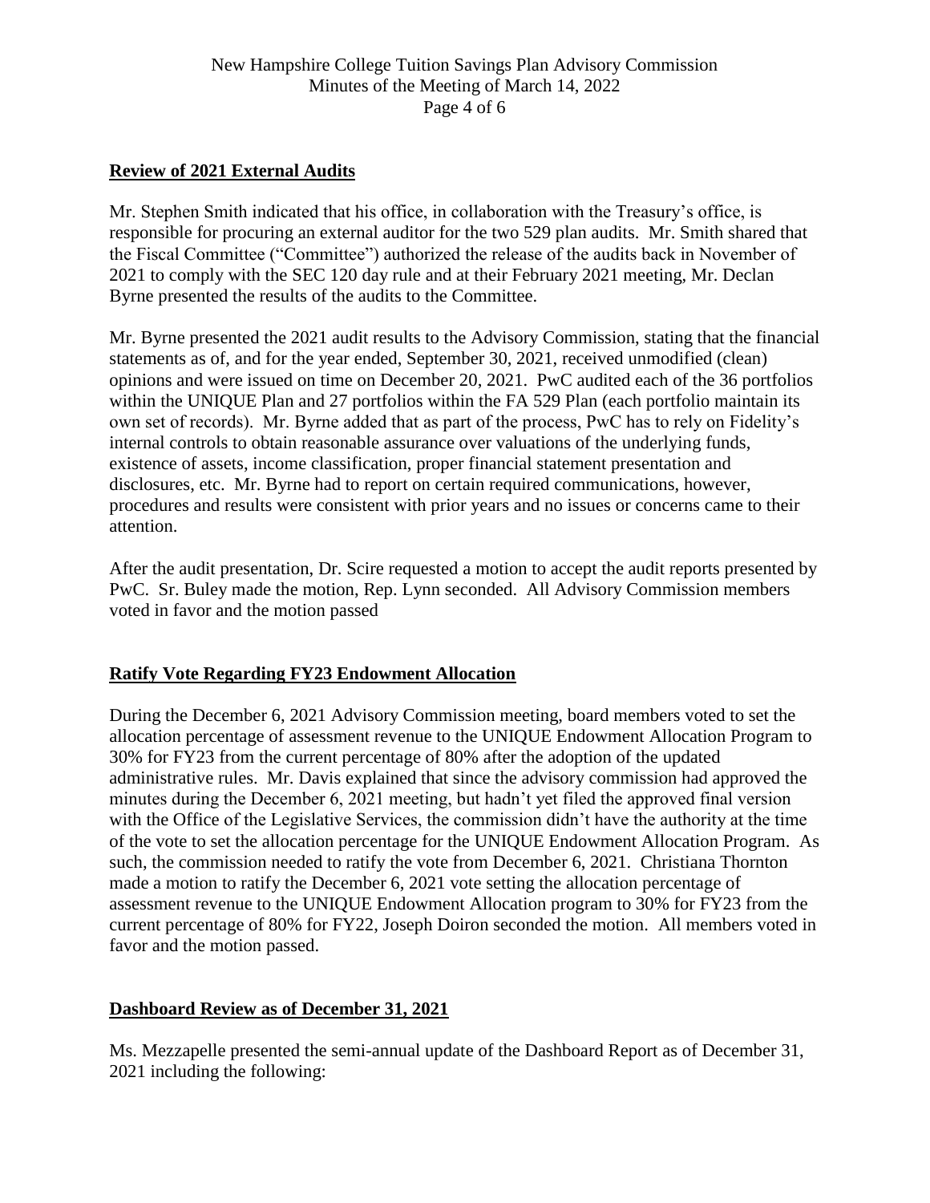## **Review of 2021 External Audits**

Mr. Stephen Smith indicated that his office, in collaboration with the Treasury's office, is responsible for procuring an external auditor for the two 529 plan audits. Mr. Smith shared that the Fiscal Committee ("Committee") authorized the release of the audits back in November of 2021 to comply with the SEC 120 day rule and at their February 2021 meeting, Mr. Declan Byrne presented the results of the audits to the Committee.

Mr. Byrne presented the 2021 audit results to the Advisory Commission, stating that the financial statements as of, and for the year ended, September 30, 2021, received unmodified (clean) opinions and were issued on time on December 20, 2021. PwC audited each of the 36 portfolios within the UNIQUE Plan and 27 portfolios within the FA 529 Plan (each portfolio maintain its own set of records). Mr. Byrne added that as part of the process, PwC has to rely on Fidelity's internal controls to obtain reasonable assurance over valuations of the underlying funds, existence of assets, income classification, proper financial statement presentation and disclosures, etc. Mr. Byrne had to report on certain required communications, however, procedures and results were consistent with prior years and no issues or concerns came to their attention.

After the audit presentation, Dr. Scire requested a motion to accept the audit reports presented by PwC. Sr. Buley made the motion, Rep. Lynn seconded. All Advisory Commission members voted in favor and the motion passed

## **Ratify Vote Regarding FY23 Endowment Allocation**

During the December 6, 2021 Advisory Commission meeting, board members voted to set the allocation percentage of assessment revenue to the UNIQUE Endowment Allocation Program to 30% for FY23 from the current percentage of 80% after the adoption of the updated administrative rules. Mr. Davis explained that since the advisory commission had approved the minutes during the December 6, 2021 meeting, but hadn't yet filed the approved final version with the Office of the Legislative Services, the commission didn't have the authority at the time of the vote to set the allocation percentage for the UNIQUE Endowment Allocation Program. As such, the commission needed to ratify the vote from December 6, 2021. Christiana Thornton made a motion to ratify the December 6, 2021 vote setting the allocation percentage of assessment revenue to the UNIQUE Endowment Allocation program to 30% for FY23 from the current percentage of 80% for FY22, Joseph Doiron seconded the motion. All members voted in favor and the motion passed.

## **Dashboard Review as of December 31, 2021**

Ms. Mezzapelle presented the semi-annual update of the Dashboard Report as of December 31, 2021 including the following: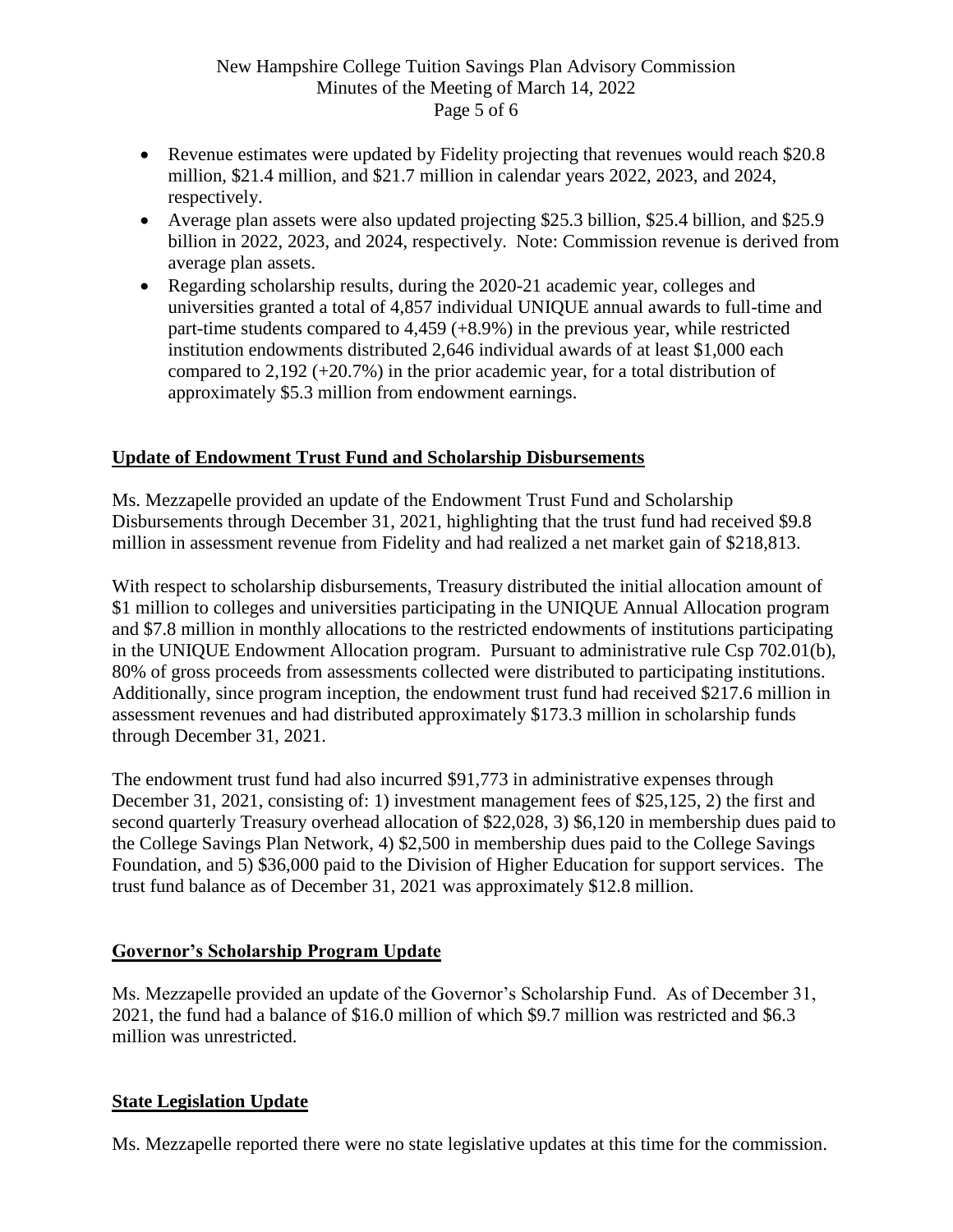- Revenue estimates were updated by Fidelity projecting that revenues would reach $20.8 million, $21.4 million, and $21.7 million in calendar years 2022, 2023, and 2024, respectively.
- Average plan assets were also updated projecting $25.3 billion, $25.4 billion, and $25.9 billion in 2022, 2023, and 2024, respectively. Note: Commission revenue is derived from average plan assets.
- Regarding scholarship results, during the 2020-21 academic year, colleges and universities granted a total of 4,857 individual UNIQUE annual awards to full-time and part-time students compared to 4,459 (+8.9%) in the previous year, while restricted institution endowments distributed 2,646 individual awards of at least $1,000 each compared to 2,192 (+20.7%) in the prior academic year, for a total distribution of approximately $5.3 million from endowment earnings.

## Update of Endowment Trust Fund and Scholarship Disbursements

Ms. Mezzapelle provided an update of the Endowment Trust Fund and Scholarship Disbursements through December 31, 2021, highlighting that the trust fund had received $9.8 million in assessment revenue from Fidelity and had realized a net market gain of $218,813.

With respect to scholarship disbursements, Treasury distributed the initial allocation amount of $1 million to colleges and universities participating in the UNIQUE Annual Allocation program and $7.8 million in monthly allocations to the restricted endowments of institutions participating in the UNIQUE Endowment Allocation program. Pursuant to administrative rule Csp 702.01(b), 80% of gross proceeds from assessments collected were distributed to participating institutions. Additionally, since program inception, the endowment trust fund had received $217.6 million in assessment revenues and had distributed approximately $173.3 million in scholarship funds through December 31, 2021.

The endowment trust fund had also incurred $91,773 in administrative expenses through December 31, 2021, consisting of: 1) investment management fees of $25,125, 2) the first and second quarterly Treasury overhead allocation of $22,028, 3) $6,120 in membership dues paid to the College Savings Plan Network, 4) $2,500 in membership dues paid to the College Savings Foundation, and 5) $36,000 paid to the Division of Higher Education for support services. The trust fund balance as of December 31, 2021 was approximately $12.8 million.

## Governor's Scholarship Program Update

Ms. Mezzapelle provided an update of the Governor's Scholarship Fund. As of December 31, 2021, the fund had a balance of $16.0 million of which $9.7 million was restricted and $6.3 million was unrestricted.

## State Legislation Update

Ms. Mezzapelle reported there were no state legislative updates at this time for the commission.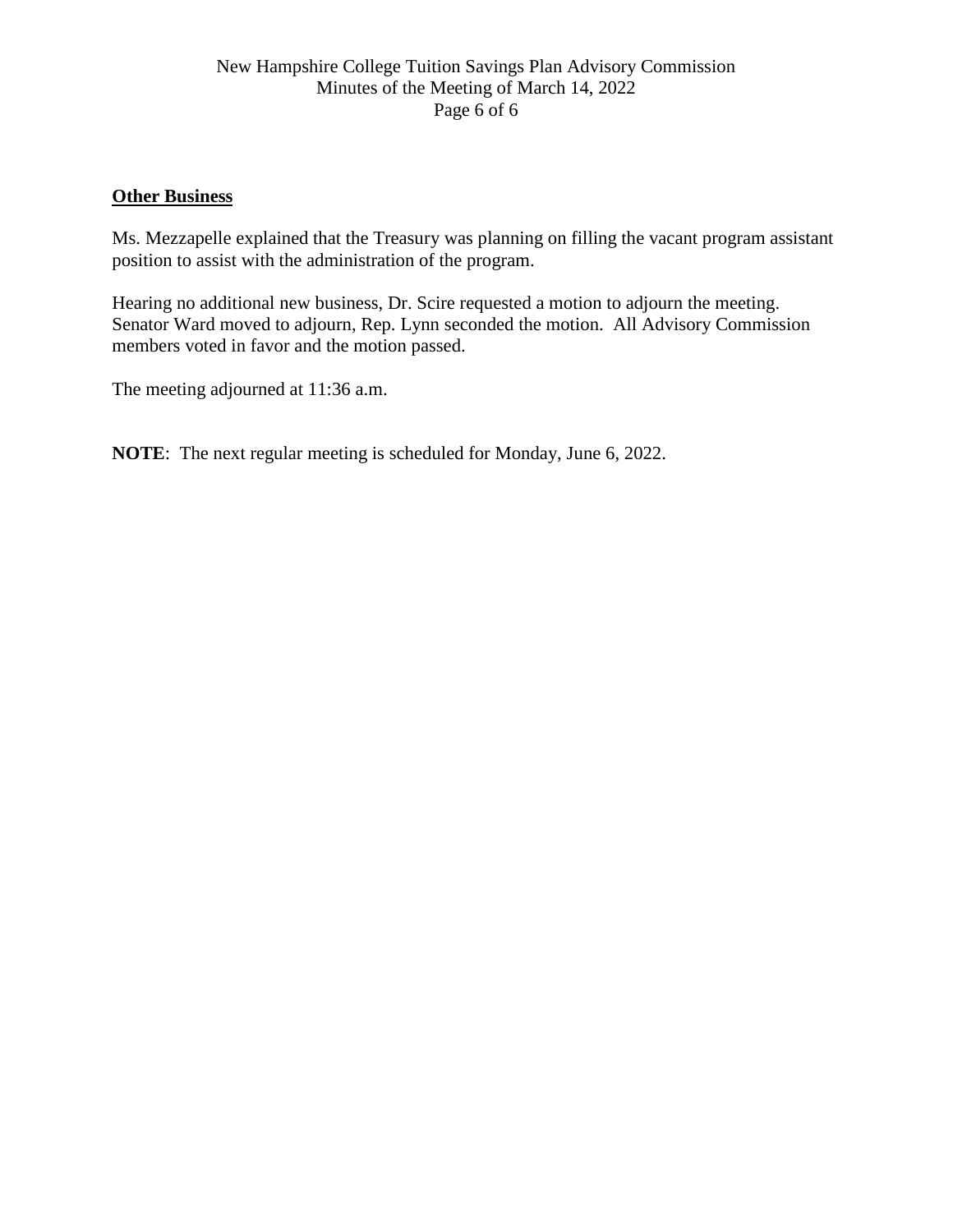**Other Business**

Ms. Mezzapelle explained that the Treasury was planning on filling the vacant program assistant position to assist with the administration of the program.

Hearing no additional new business, Dr. Scire requested a motion to adjourn the meeting. Senator Ward moved to adjourn, Rep. Lynn seconded the motion. All Advisory Commission members voted in favor and the motion passed.

The meeting adjourned at 11:36 a.m.

**NOTE**: The next regular meeting is scheduled for Monday, June 6, 2022.